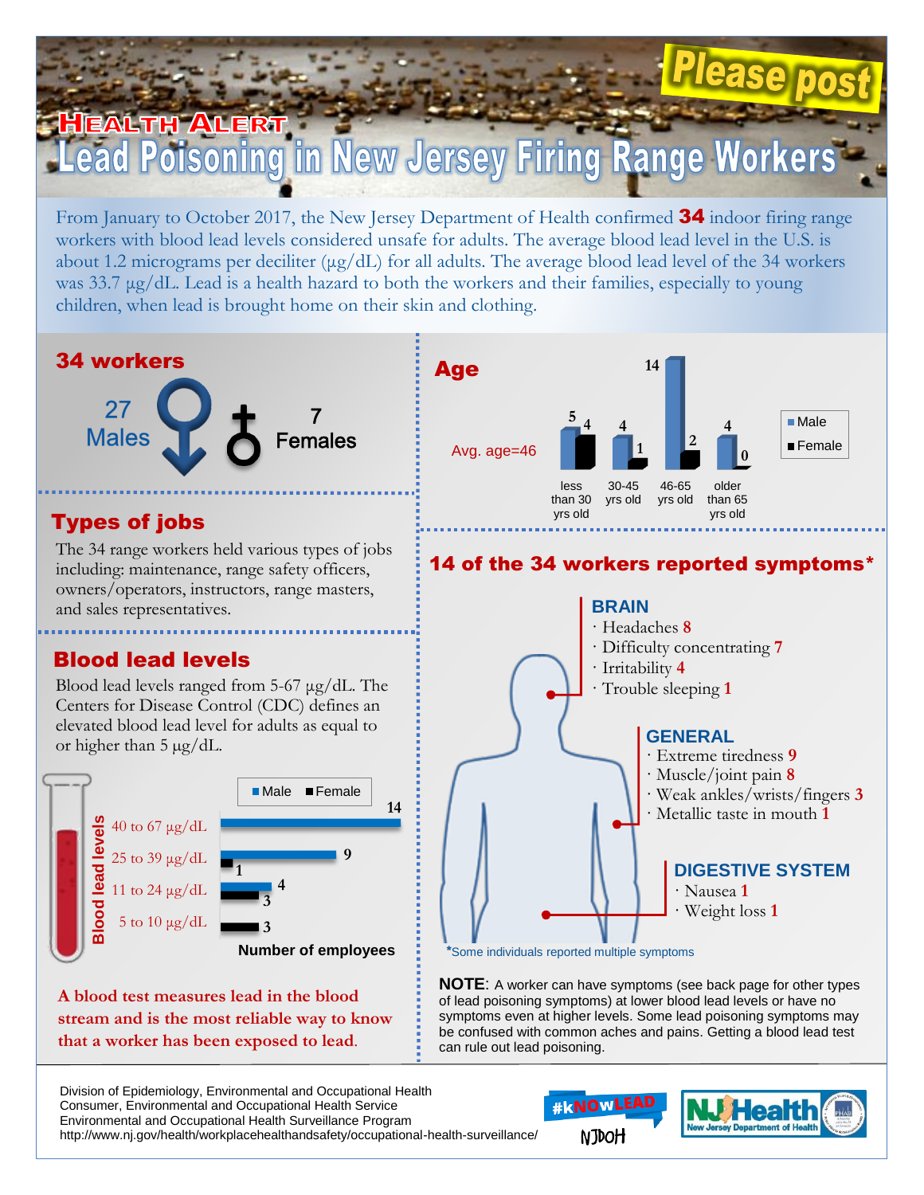Please post

# HEALTH ALERT

# Lead Poisoning in New Jersey Firing Range Workers

From January to October 2017, the New Jersey Department of Health confirmed **34** indoor firing range workers with blood lead levels considered unsafe for adults. The average blood lead level in the U.S. is about 1.2 micrograms per deciliter (µg/dL) for all adults. The average blood lead level of the 34 workers was 33.7 µg/dL. Lead is a health hazard to both the workers and their families, especially to young children, when lead is brought home on their skin and clothing.

## 34 workers

27 Males

7 Females

## Types of jobs

The 34 range workers held various types of jobs including: maintenance, range safety officers, owners/operators, instructors, range masters, and sales representatives.

## Blood lead levels

Blood lead levels ranged from 5-67 µg/dL. The Centers for Disease Control (CDC) defines an elevated blood lead level for adults as equal to or higher than 5 µg/dL.

| Blood lead levels | Male | Female |
|---|---|---|
| 40 to 67 µg/dL | 14 | |
| 25 to 39 µg/dL | 9 | 1 |
| 11 to 24 µg/dL | 4 | 3 |
| 5 to 10 µg/dL | | 3 |

Number of employees

**A blood test measures lead in the blood stream and is the most reliable way to know that a worker has been exposed to lead.**

## Age

Avg. age=46

| Age | Male | Female |
|---|---|---|
| less than 30 yrs old | 5 | 4 |
| 30-45 yrs old | 4 | 1 |
| 46-65 yrs old | 14 | 2 |
| older than 65 yrs old | 4 | 0 |

## 14 of the 34 workers reported symptoms*

**BRAIN**
- Headaches 8
- Difficulty concentrating 7
- Irritability 4
- Trouble sleeping 1

**GENERAL**
- Extreme tiredness 9
- Muscle/joint pain 8
- Weak ankles/wrists/fingers 3
- Metallic taste in mouth 1

**DIGESTIVE SYSTEM**
- Nausea 1
- Weight loss 1

*Some individuals reported multiple symptoms

**NOTE**: A worker can have symptoms (see back page for other types of lead poisoning symptoms) at lower blood lead levels or have no symptoms even at higher levels. Some lead poisoning symptoms may be confused with common aches and pains. Getting a blood test can rule out lead poisoning.

Division of Epidemiology, Environmental and Occupational Health
Consumer, Environmental and Occupational Health Service
Environmental and Occupational Health Surveillance Program
http://www.nj.gov/health/workplacehealthandsafety/occupational-health-surveillance/

#kNOwLEAD NJDOH

NJ Health New Jersey Department of Health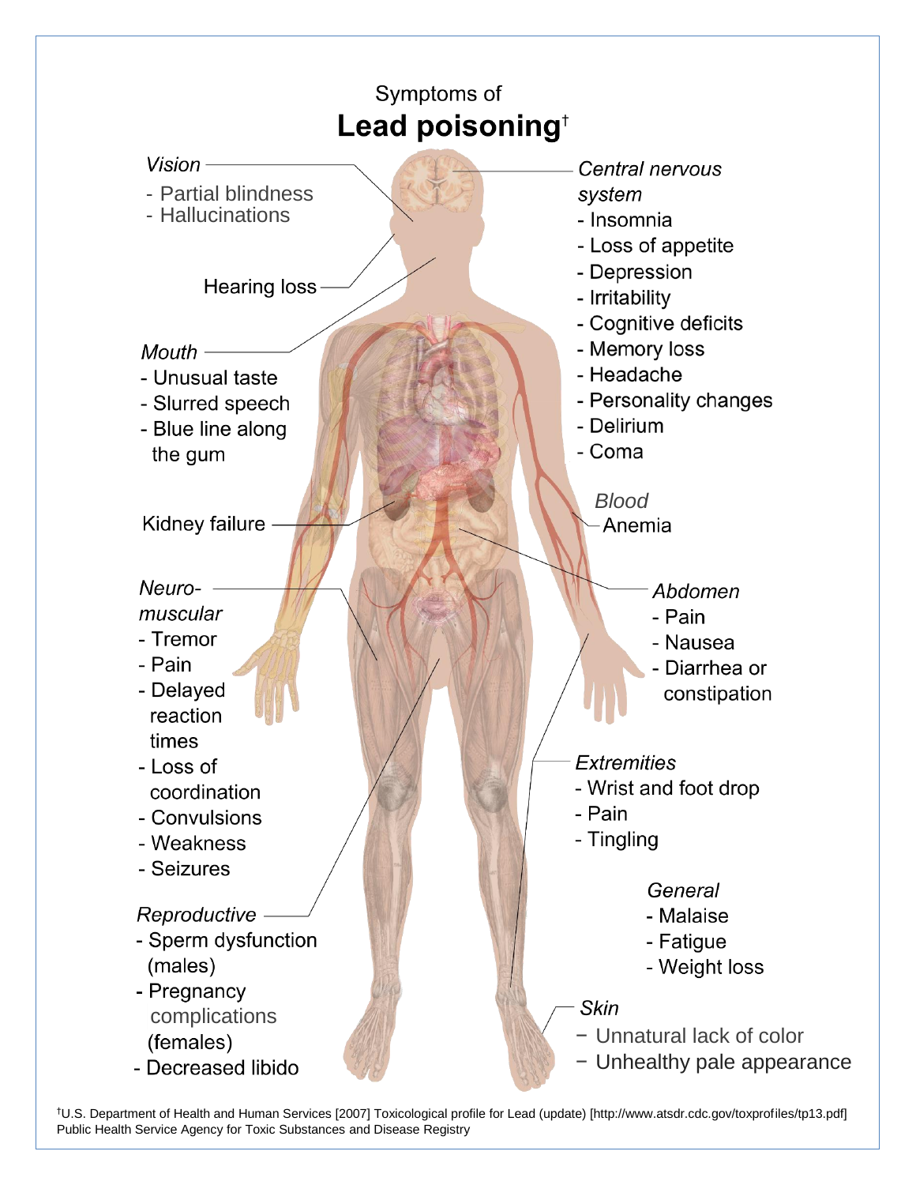Symptoms of

# Lead poisoning†

*Vision*
- Partial blindness
- Hallucinations

Hearing loss

*Mouth*
- Unusual taste
- Slurred speech
- Blue line along the gum

Kidney failure

*Neuro-muscular*
- Tremor
- Pain
- Delayed reaction times
- Loss of coordination
- Convulsions
- Weakness
- Seizures

*Reproductive*
- Sperm dysfunction (males)
- Pregnancy complications (females)
- Decreased libido

*Central nervous system*
- Insomnia
- Loss of appetite
- Depression
- Irritability
- Cognitive deficits
- Memory loss
- Headache
- Personality changes
- Delirium
- Coma

*Blood*
Anemia

*Abdomen*
- Pain
- Nausea
- Diarrhea or constipation

*Extremities*
- Wrist and foot drop
- Pain
- Tingling

*General*
- Malaise
- Fatigue
- Weight loss

*Skin*
- Unnatural lack of color
- Unhealthy pale appearance

†U.S. Department of Health and Human Services [2007] Toxicological profile for Lead (update) [http://www.atsdr.cdc.gov/toxprofiles/tp13.pdf] Public Health Service Agency for Toxic Substances and Disease Registry